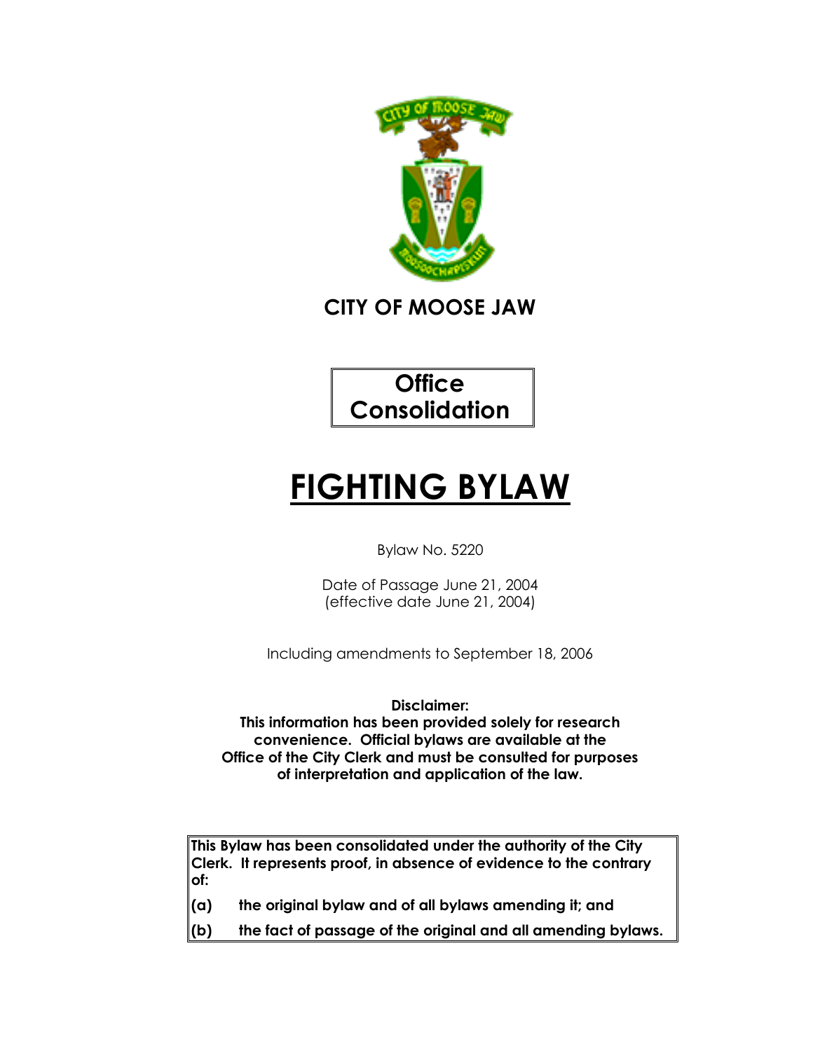**CITY OF MOOSE JAW**

**Office Consolidation**

# FIGHTING BYLAW

Bylaw No. 5220

Date of Passage June 21, 2004
(effective date June 21, 2004)

Including amendments to September 18, 2006

**Disclaimer:**
**This information has been provided solely for research convenience. Official bylaws are available at the Office of the City Clerk and must be consulted for purposes of interpretation and application of the law.**

**This Bylaw has been consolidated under the authority of the City Clerk. It represents proof, in absence of evidence to the contrary of:**

**(a) the original bylaw and of all bylaws amending it; and**

**(b) the fact of passage of the original and all amending bylaws.**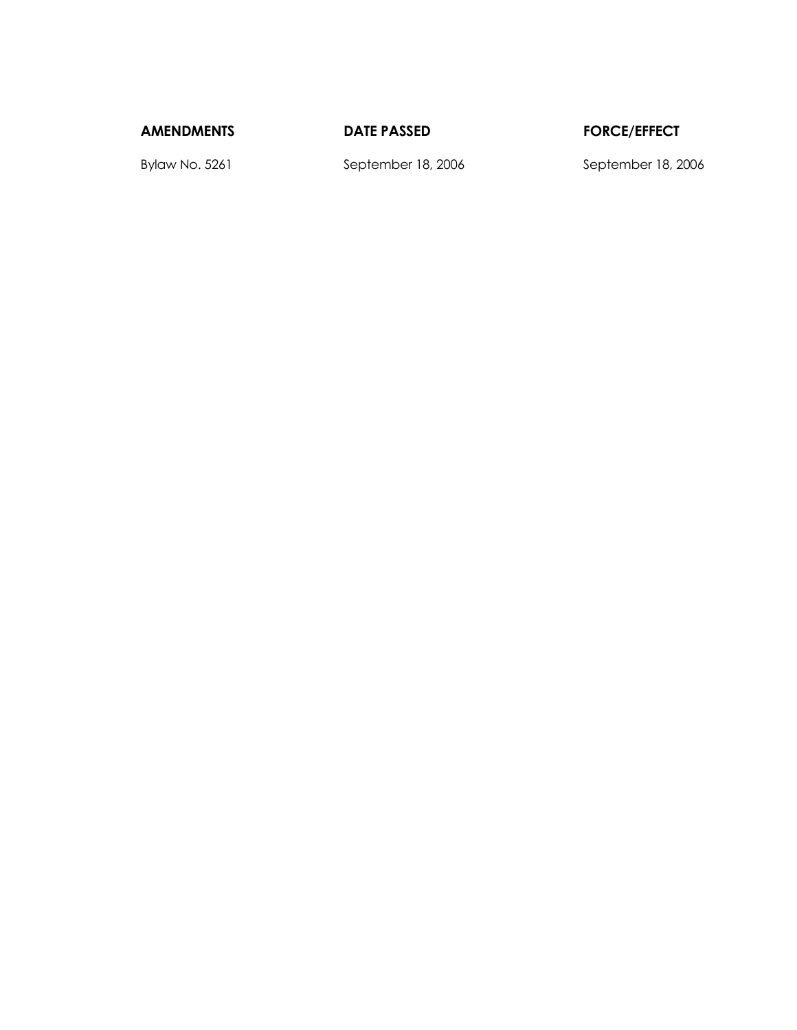| AMENDMENTS | DATE PASSED | FORCE/EFFECT |
|---|---|---|
| Bylaw No. 5261 | September 18, 2006 | September 18, 2006 |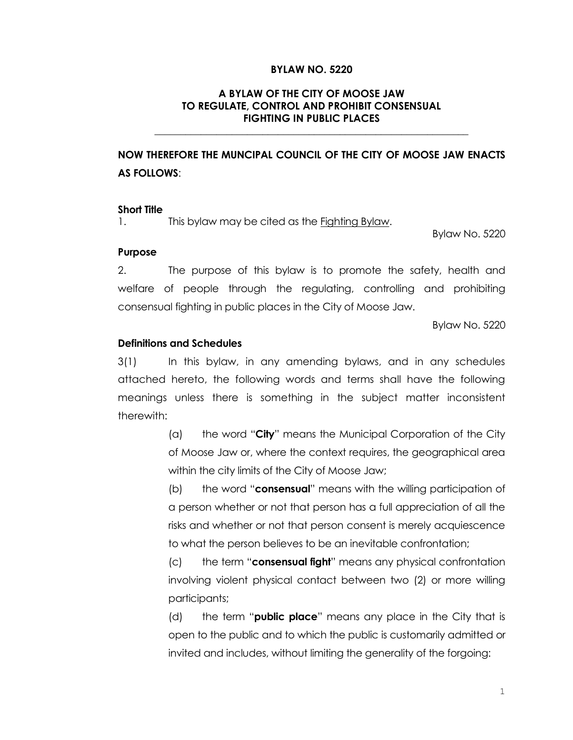**BYLAW NO. 5220**

**A BYLAW OF THE CITY OF MOOSE JAW TO REGULATE, CONTROL AND PROHIBIT CONSENSUAL FIGHTING IN PUBLIC PLACES**

---

**NOW THEREFORE THE MUNCIPAL COUNCIL OF THE CITY OF MOOSE JAW ENACTS AS FOLLOWS**:

**Short Title**

1. This bylaw may be cited as the Fighting Bylaw.

Bylaw No. 5220

**Purpose**

2. The purpose of this bylaw is to promote the safety, health and welfare of people through the regulating, controlling and prohibiting consensual fighting in public places in the City of Moose Jaw.

Bylaw No. 5220

**Definitions and Schedules**

3(1) In this bylaw, in any amending bylaws, and in any schedules attached hereto, the following words and terms shall have the following meanings unless there is something in the subject matter inconsistent therewith:

(a) the word "**City**" means the Municipal Corporation of the City of Moose Jaw or, where the context requires, the geographical area within the city limits of the City of Moose Jaw;

(b) the word "**consensual**" means with the willing participation of a person whether or not that person has a full appreciation of all the risks and whether or not that person consent is merely acquiescence to what the person believes to be an inevitable confrontation;

(c) the term "**consensual fight**" means any physical confrontation involving violent physical contact between two (2) or more willing participants;

(d) the term "**public place**" means any place in the City that is open to the public and to which the public is customarily admitted or invited and includes, without limiting the generality of the forgoing: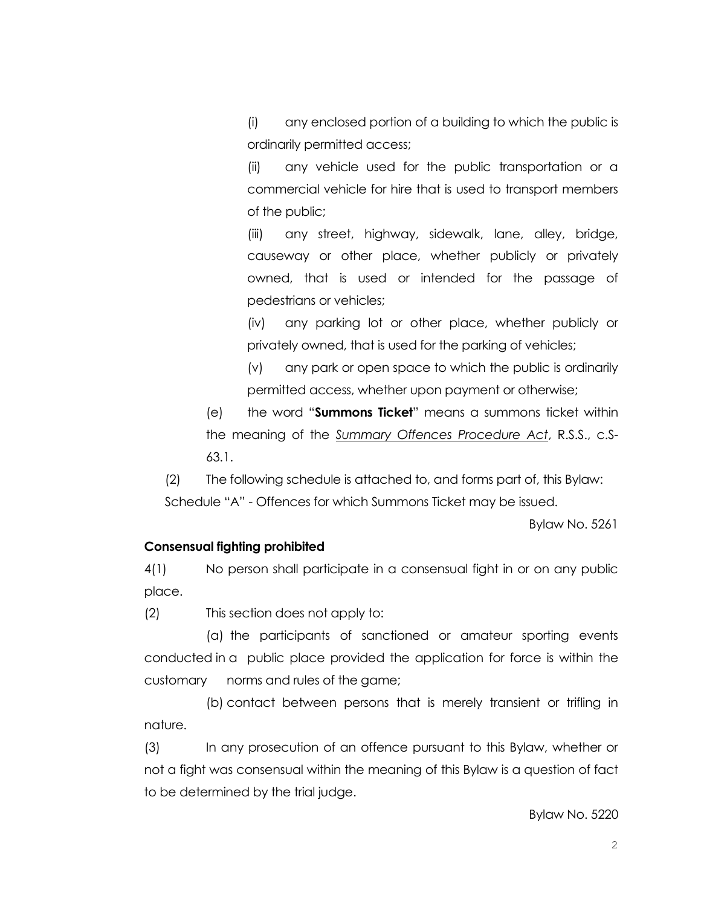(i) any enclosed portion of a building to which the public is ordinarily permitted access;

(ii) any vehicle used for the public transportation or a commercial vehicle for hire that is used to transport members of the public;

(iii) any street, highway, sidewalk, lane, alley, bridge, causeway or other place, whether publicly or privately owned, that is used or intended for the passage of pedestrians or vehicles;

(iv) any parking lot or other place, whether publicly or privately owned, that is used for the parking of vehicles;

(v) any park or open space to which the public is ordinarily permitted access, whether upon payment or otherwise;

(e) the word "**Summons Ticket**" means a summons ticket within the meaning of the *Summary Offences Procedure Act*, R.S.S., c.S-63.1.

(2) The following schedule is attached to, and forms part of, this Bylaw: Schedule "A" - Offences for which Summons Ticket may be issued.

Bylaw No. 5261

**Consensual fighting prohibited**

4(1) No person shall participate in a consensual fight in or on any public place.

(2) This section does not apply to:

(a) the participants of sanctioned or amateur sporting events conducted in a public place provided the application for force is within the customary norms and rules of the game;

(b) contact between persons that is merely transient or trifling in nature.

(3) In any prosecution of an offence pursuant to this Bylaw, whether or not a fight was consensual within the meaning of this Bylaw is a question of fact to be determined by the trial judge.

Bylaw No. 5220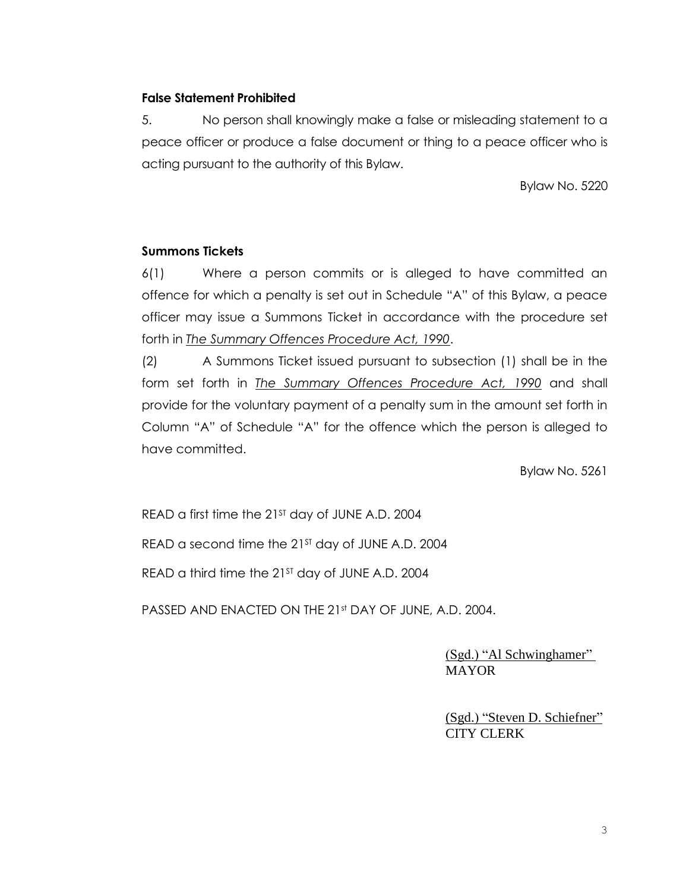**False Statement Prohibited**

5. No person shall knowingly make a false or misleading statement to a peace officer or produce a false document or thing to a peace officer who is acting pursuant to the authority of this Bylaw.

Bylaw No. 5220

**Summons Tickets**

6(1) Where a person commits or is alleged to have committed an offence for which a penalty is set out in Schedule "A" of this Bylaw, a peace officer may issue a Summons Ticket in accordance with the procedure set forth in *The Summary Offences Procedure Act, 1990*.

(2) A Summons Ticket issued pursuant to subsection (1) shall be in the form set forth in *The Summary Offences Procedure Act, 1990* and shall provide for the voluntary payment of a penalty sum in the amount set forth in Column "A" of Schedule "A" for the offence which the person is alleged to have committed.

Bylaw No. 5261

READ a first time the 21ST day of JUNE A.D. 2004

READ a second time the 21ST day of JUNE A.D. 2004

READ a third time the 21ST day of JUNE A.D. 2004

PASSED AND ENACTED ON THE 21st DAY OF JUNE, A.D. 2004.

(Sgd.) "Al Schwinghamer"
MAYOR

(Sgd.) "Steven D. Schiefner"
CITY CLERK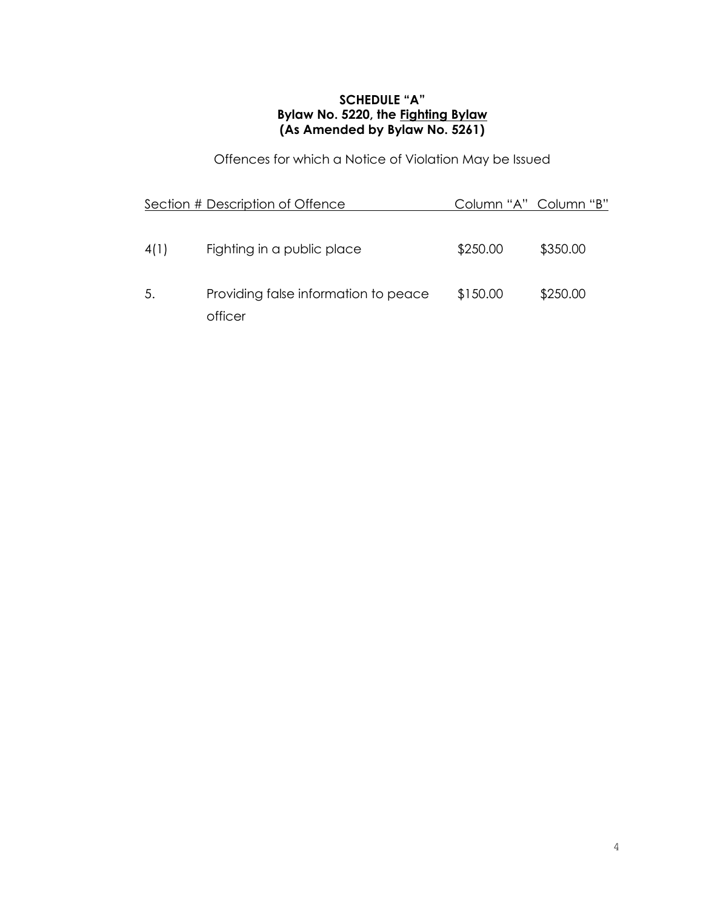**SCHEDULE "A"**
**Bylaw No. 5220, the Fighting Bylaw**
**(As Amended by Bylaw No. 5261)**

Offences for which a Notice of Violation May be Issued

| Section # | Description of Offence | Column "A" | Column "B" |
|---|---|---|---|
| 4(1) | Fighting in a public place | $250.00 | $350.00 |
| 5. | Providing false information to peace officer | $150.00 | $250.00 |